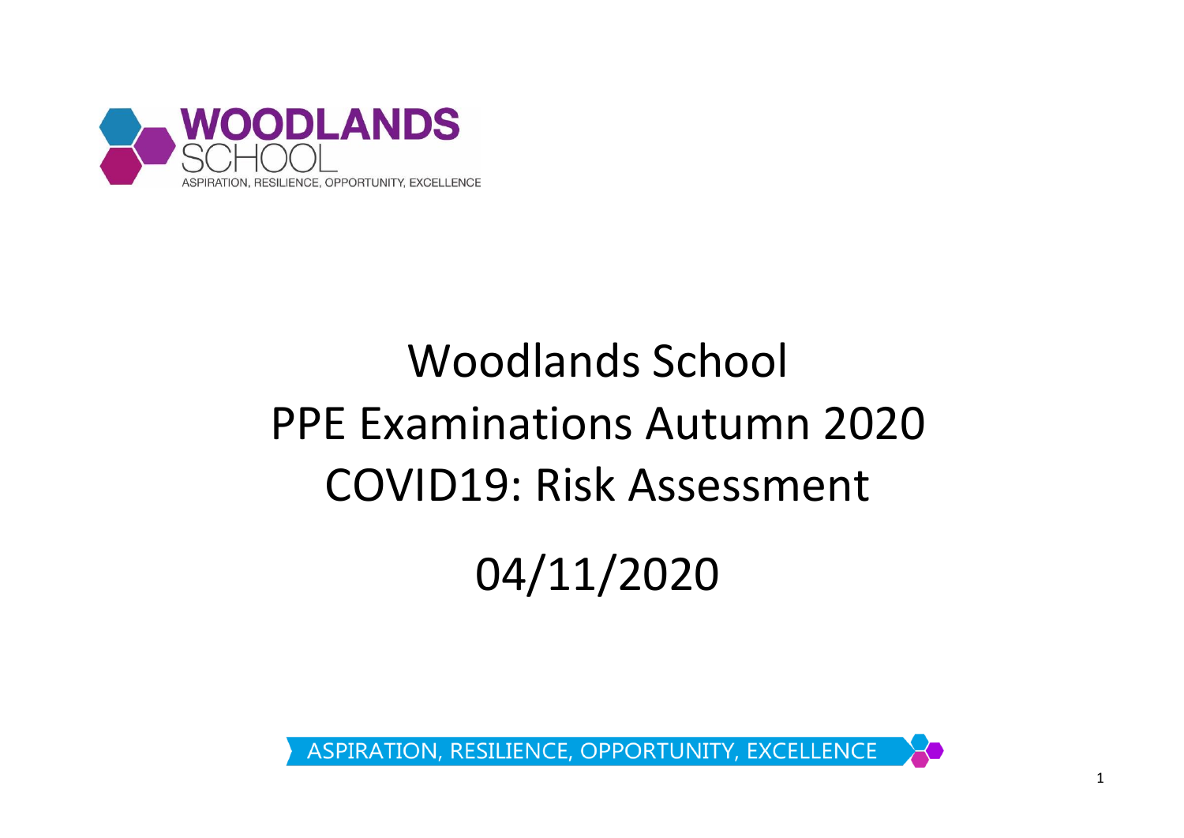WOODLANDS SCHOOL

ASPIRATION, RESILIENCE, OPPORTUNITY, EXCELLENCE

# Woodlands School
# PPE Examinations Autumn 2020
# COVID19: Risk Assessment

## 04/11/2020

ASPIRATION, RESILIENCE, OPPORTUNITY, EXCELLENCE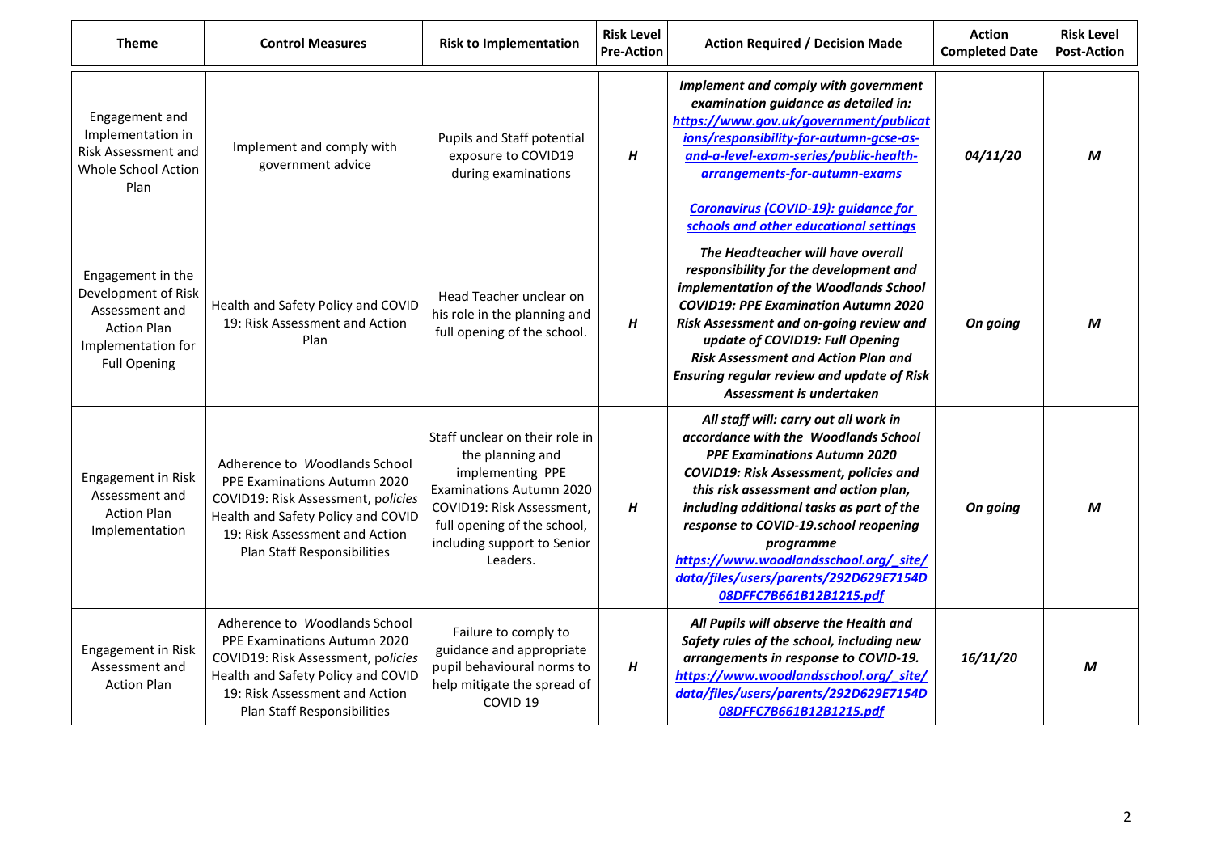| Theme | Control Measures | Risk to Implementation | Risk Level Pre-Action | Action Required / Decision Made | Action Completed Date | Risk Level Post-Action |
|---|---|---|---|---|---|---|
| Engagement and Implementation in Risk Assessment and Whole School Action Plan | Implement and comply with government advice | Pupils and Staff potential exposure to COVID19 during examinations | ***H*** | ***Implement and comply with government examination guidance as detailed in: https://www.gov.uk/government/publications/responsibility-for-autumn-gcse-as-and-a-level-exam-series/public-health-arrangements-for-autumn-exams*** <br><br> ***Coronavirus (COVID-19): guidance for schools and other educational settings*** | ***04/11/20*** | ***M*** |
| Engagement in the Development of Risk Assessment and Action Plan Implementation for Full Opening | Health and Safety Policy and COVID 19: Risk Assessment and Action Plan | Head Teacher unclear on his role in the planning and full opening of the school. | ***H*** | ***The Headteacher will have overall responsibility for the development and implementation of the Woodlands School COVID19: PPE Examination Autumn 2020 Risk Assessment and on-going review and update of COVID19: Full Opening Risk Assessment and Action Plan and Ensuring regular review and update of Risk Assessment is undertaken*** | ***On going*** | ***M*** |
| Engagement in Risk Assessment and Action Plan Implementation | Adherence to *W*oodlands School PPE Examinations Autumn 2020 COVID19: Risk Assessment, p*olicies* Health and Safety Policy and COVID 19: Risk Assessment and Action Plan Staff Responsibilities | Staff unclear on their role in the planning and implementing PPE Examinations Autumn 2020 COVID19: Risk Assessment, full opening of the school, including support to Senior Leaders. | ***H*** | ***All staff will: carry out all work in accordance with the Woodlands School PPE Examinations Autumn 2020 COVID19: Risk Assessment, policies and this risk assessment and action plan, including additional tasks as part of the response to COVID-19.school reopening programme https://www.woodlandsschool.org/_site/data/files/users/parents/292D629E7154D08DFFC7B661B12B1215.pdf*** | ***On going*** | ***M*** |
| Engagement in Risk Assessment and Action Plan | Adherence to *W*oodlands School PPE Examinations Autumn 2020 COVID19: Risk Assessment, p*olicies* Health and Safety Policy and COVID 19: Risk Assessment and Action Plan Staff Responsibilities | Failure to comply to guidance and appropriate pupil behavioural norms to help mitigate the spread of COVID 19 | ***H*** | ***All Pupils will observe the Health and Safety rules of the school, including new arrangements in response to COVID-19. https://www.woodlandsschool.org/_site/data/files/users/parents/292D629E7154D08DFFC7B661B12B1215.pdf*** | ***16/11/20*** | ***M*** |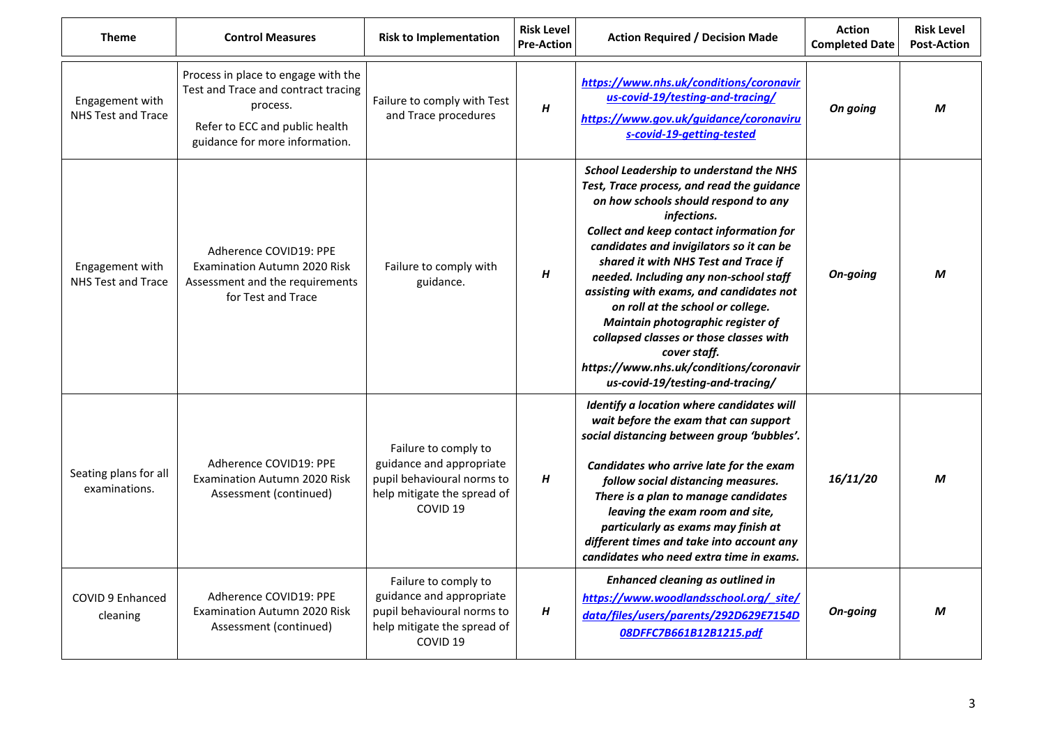| Theme | Control Measures | Risk to Implementation | Risk Level Pre-Action | Action Required / Decision Made | Action Completed Date | Risk Level Post-Action |
|---|---|---|---|---|---|---|
| Engagement with NHS Test and Trace | Process in place to engage with the Test and Trace and contract tracing process.<br>Refer to ECC and public health guidance for more information. | Failure to comply with Test and Trace procedures | ***H*** | ***https://www.nhs.uk/conditions/coronavirus-covid-19/testing-and-tracing/***<br>***https://www.gov.uk/guidance/coronavirus-covid-19-getting-tested*** | ***On going*** | ***M*** |
| Engagement with NHS Test and Trace | Adherence COVID19: PPE Examination Autumn 2020 Risk Assessment and the requirements for Test and Trace | Failure to comply with guidance. | ***H*** | ***School Leadership to understand the NHS Test, Trace process, and read the guidance on how schools should respond to any infections.***<br>***Collect and keep contact information for candidates and invigilators so it can be shared it with NHS Test and Trace if needed. Including any non-school staff assisting with exams, and candidates not on roll at the school or college.***<br>***Maintain photographic register of collapsed classes or those classes with cover staff.***<br>***https://www.nhs.uk/conditions/coronavirus-covid-19/testing-and-tracing/*** | ***On-going*** | ***M*** |
| Seating plans for all examinations. | Adherence COVID19: PPE Examination Autumn 2020 Risk Assessment (continued) | Failure to comply to guidance and appropriate pupil behavioural norms to help mitigate the spread of COVID 19 | ***H*** | ***Identify a location where candidates will wait before the exam that can support social distancing between group 'bubbles'.***<br>***Candidates who arrive late for the exam follow social distancing measures. There is a plan to manage candidates leaving the exam room and site, particularly as exams may finish at different times and take into account any candidates who need extra time in exams.*** | ***16/11/20*** | ***M*** |
| COVID 9 Enhanced cleaning | Adherence COVID19: PPE Examination Autumn 2020 Risk Assessment (continued) | Failure to comply to guidance and appropriate pupil behavioural norms to help mitigate the spread of COVID 19 | ***H*** | ***Enhanced cleaning as outlined in https://www.woodlandsschool.org/_site/data/files/users/parents/292D629E7154D08DFFC7B661B12B1215.pdf*** | ***On-going*** | ***M*** |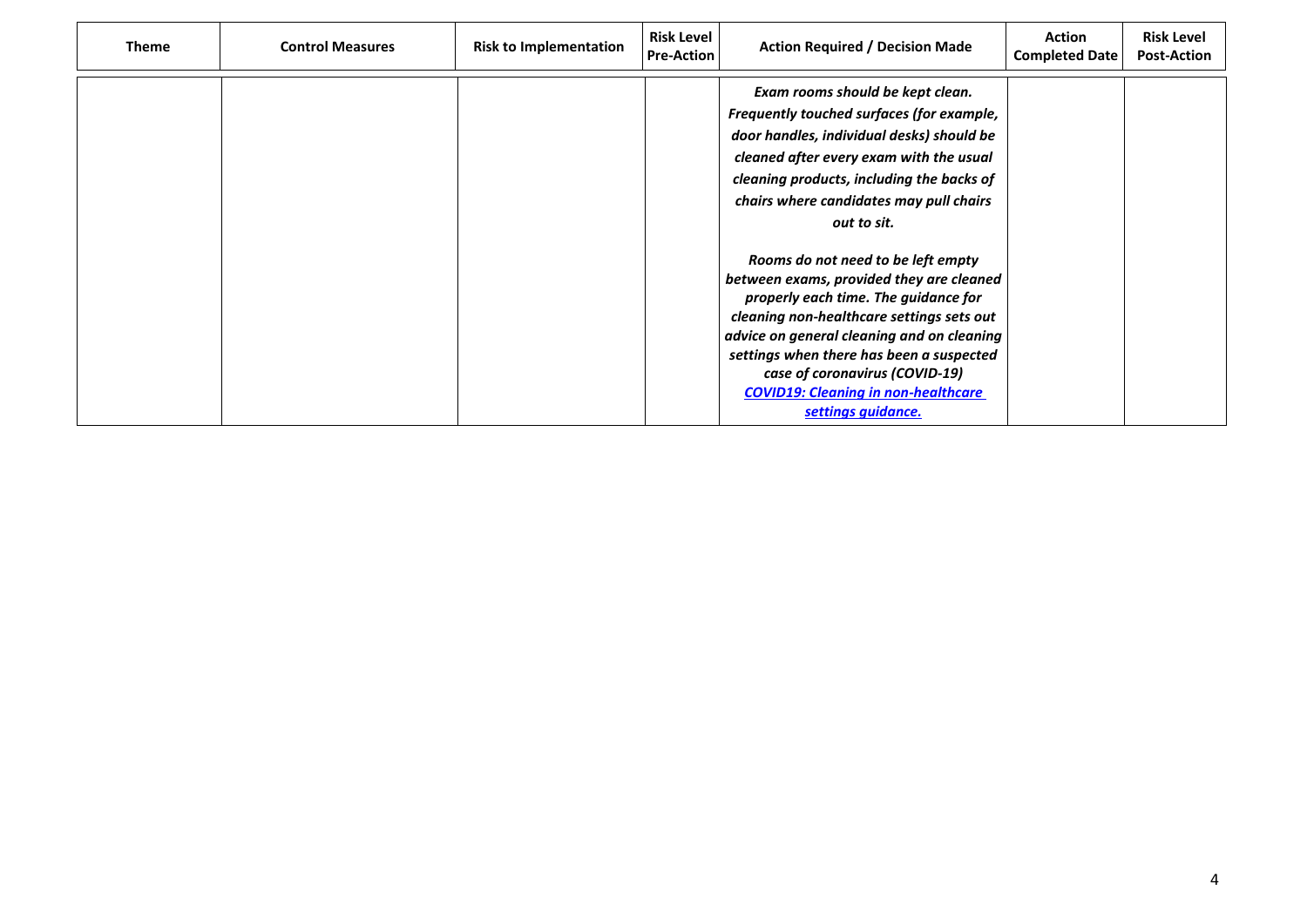| Theme | Control Measures | Risk to Implementation | Risk Level Pre-Action | Action Required / Decision Made | Action Completed Date | Risk Level Post-Action |
| --- | --- | --- | --- | --- | --- | --- |
| | | | | ***Exam rooms should be kept clean. Frequently touched surfaces (for example, door handles, individual desks) should be cleaned after every exam with the usual cleaning products, including the backs of chairs where candidates may pull chairs out to sit.*** <br><br> ***Rooms do not need to be left empty between exams, provided they are cleaned properly each time. The guidance for cleaning non-healthcare settings sets out advice on general cleaning and on cleaning settings when there has been a suspected case of coronavirus (COVID-19)*** ***[COVID19: Cleaning in non-healthcare settings guidance.]()*** | | |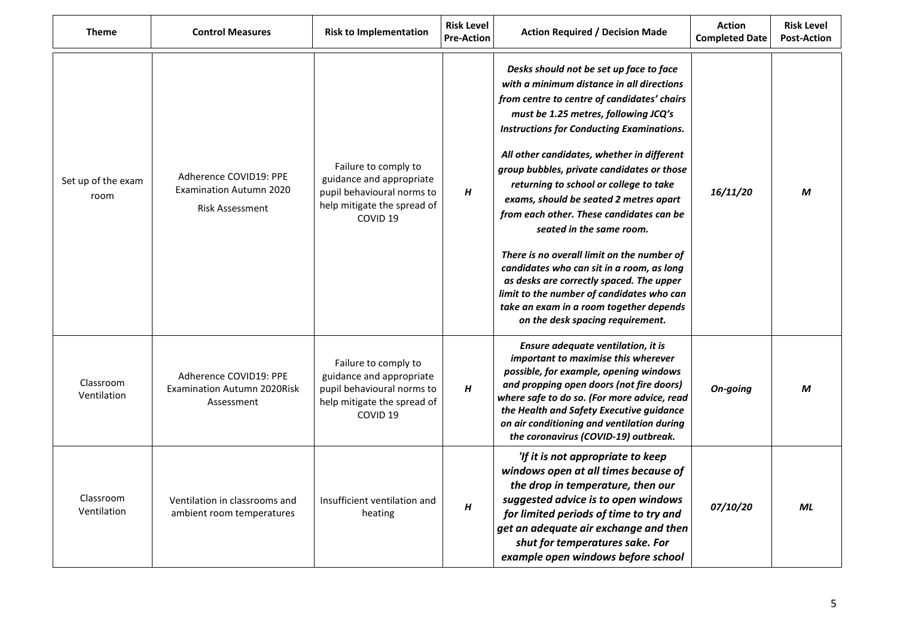| Theme | Control Measures | Risk to Implementation | Risk Level Pre-Action | Action Required / Decision Made | Action Completed Date | Risk Level Post-Action |
|---|---|---|---|---|---|---|
| Set up of the exam room | Adherence COVID19: PPE Examination Autumn 2020 Risk Assessment | Failure to comply to guidance and appropriate pupil behavioural norms to help mitigate the spread of COVID 19 | ***H*** | ***Desks should not be set up face to face with a minimum distance in all directions from centre to centre of candidates' chairs must be 1.25 metres, following JCQ's Instructions for Conducting Examinations.*** <br><br> ***All other candidates, whether in different group bubbles, private candidates or those returning to school or college to take exams, should be seated 2 metres apart from each other. These candidates can be seated in the same room.*** <br><br> ***There is no overall limit on the number of candidates who can sit in a room, as long as desks are correctly spaced. The upper limit to the number of candidates who can take an exam in a room together depends on the desk spacing requirement.*** | ***16/11/20*** | ***M*** |
| Classroom Ventilation | Adherence COVID19: PPE Examination Autumn 2020Risk Assessment | Failure to comply to guidance and appropriate pupil behavioural norms to help mitigate the spread of COVID 19 | ***H*** | ***Ensure adequate ventilation, it is important to maximise this wherever possible, for example, opening windows and propping open doors (not fire doors) where safe to do so. (For more advice, read the Health and Safety Executive guidance on air conditioning and ventilation during the coronavirus (COVID-19) outbreak.*** | ***On-going*** | ***M*** |
| Classroom Ventilation | Ventilation in classrooms and ambient room temperatures | Insufficient ventilation and heating | ***H*** | ***'If it is not appropriate to keep windows open at all times because of the drop in temperature, then our suggested advice is to open windows for limited periods of time to try and get an adequate air exchange and then shut for temperatures sake. For example open windows before school*** | ***07/10/20*** | ***ML*** |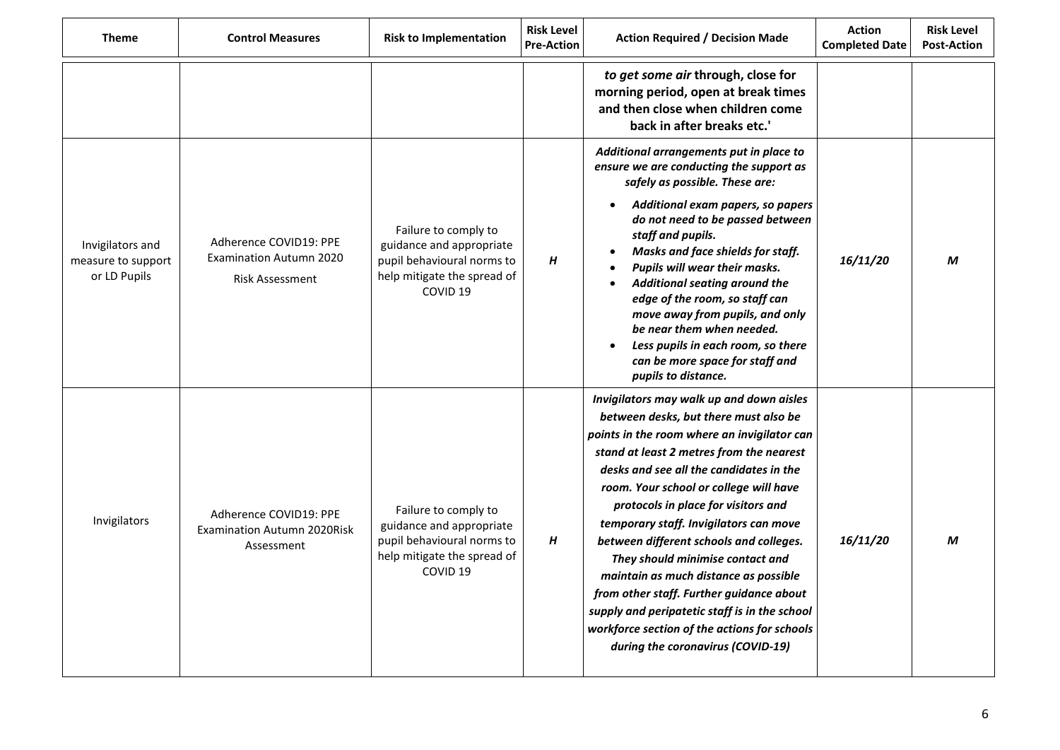| Theme | Control Measures | Risk to Implementation | Risk Level Pre-Action | Action Required / Decision Made | Action Completed Date | Risk Level Post-Action |
|---|---|---|---|---|---|---|
| | | | | ***to get some air* through, close for morning period, open at break times and then close when children come back in after breaks etc.'** | | |
| Invigilators and measure to support or LD Pupils | Adherence COVID19: PPE Examination Autumn 2020 Risk Assessment | Failure to comply to guidance and appropriate pupil behavioural norms to help mitigate the spread of COVID 19 | *H* | ***Additional arrangements put in place to ensure we are conducting the support as safely as possible. These are:*** <br> • ***Additional exam papers, so papers do not need to be passed between staff and pupils.*** <br> • ***Masks and face shields for staff.*** <br> • ***Pupils will wear their masks.*** <br> • ***Additional seating around the edge of the room, so staff can move away from pupils, and only be near them when needed.*** <br> • ***Less pupils in each room, so there can be more space for staff and pupils to distance.*** | ***16/11/20*** | ***M*** |
| Invigilators | Adherence COVID19: PPE Examination Autumn 2020Risk Assessment | Failure to comply to guidance and appropriate pupil behavioural norms to help mitigate the spread of COVID 19 | *H* | ***Invigilators may walk up and down aisles between desks, but there must also be points in the room where an invigilator can stand at least 2 metres from the nearest desks and see all the candidates in the room. Your school or college will have protocols in place for visitors and temporary staff. Invigilators can move between different schools and colleges. They should minimise contact and maintain as much distance as possible from other staff. Further guidance about supply and peripatetic staff is in the school workforce section of the actions for schools during the coronavirus (COVID-19)*** | ***16/11/20*** | ***M*** |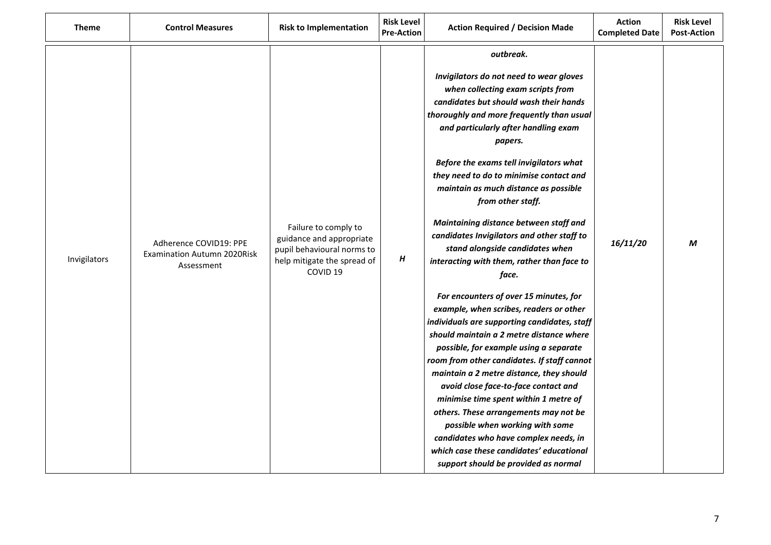| Theme | Control Measures | Risk to Implementation | Risk Level Pre-Action | Action Required / Decision Made | Action Completed Date | Risk Level Post-Action |
|---|---|---|---|---|---|---|
| Invigilators | Adherence COVID19: PPE Examination Autumn 2020Risk Assessment | Failure to comply to guidance and appropriate pupil behavioural norms to help mitigate the spread of COVID 19 | ***H*** | ***outbreak.*** <br><br> ***Invigilators do not need to wear gloves when collecting exam scripts from candidates but should wash their hands thoroughly and more frequently than usual and particularly after handling exam papers.*** <br><br> ***Before the exams tell invigilators what they need to do to minimise contact and maintain as much distance as possible from other staff.*** <br><br> ***Maintaining distance between staff and candidates Invigilators and other staff to stand alongside candidates when interacting with them, rather than face to face.*** <br><br> ***For encounters of over 15 minutes, for example, when scribes, readers or other individuals are supporting candidates, staff should maintain a 2 metre distance where possible, for example using a separate room from other candidates. If staff cannot maintain a 2 metre distance, they should avoid close face-to-face contact and minimise time spent within 1 metre of others. These arrangements may not be possible when working with some candidates who have complex needs, in which case these candidates' educational support should be provided as normal*** | ***16/11/20*** | ***M*** |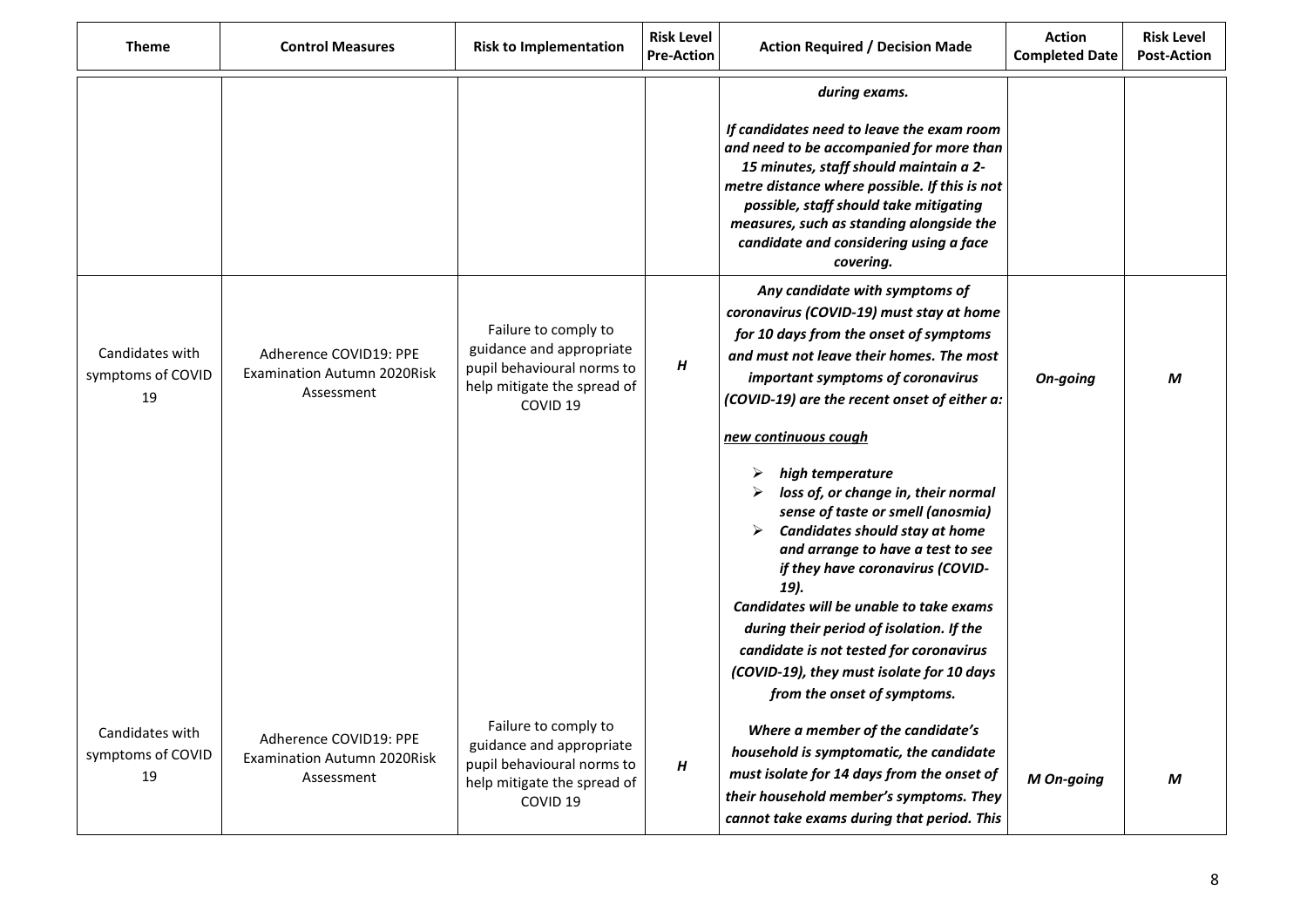| Theme | Control Measures | Risk to Implementation | Risk Level Pre-Action | Action Required / Decision Made | Action Completed Date | Risk Level Post-Action |
|---|---|---|---|---|---|---|
| | | | | ***during exams.***<br><br>***If candidates need to leave the exam room and need to be accompanied for more than 15 minutes, staff should maintain a 2-metre distance where possible. If this is not possible, staff should take mitigating measures, such as standing alongside the candidate and considering using a face covering.*** | | |
| Candidates with symptoms of COVID 19 | Adherence COVID19: PPE Examination Autumn 2020Risk Assessment | Failure to comply to guidance and appropriate pupil behavioural norms to help mitigate the spread of COVID 19 | ***H*** | ***Any candidate with symptoms of coronavirus (COVID-19) must stay at home for 10 days from the onset of symptoms and must not leave their homes. The most important symptoms of coronavirus (COVID-19) are the recent onset of either a:***<br><br>***<u>new continuous cough</u>***<br><br>➢ ***high temperature***<br>➢ ***loss of, or change in, their normal sense of taste or smell (anosmia)***<br>➢ ***Candidates should stay at home and arrange to have a test to see if they have coronavirus (COVID-19).***<br><br>***Candidates will be unable to take exams during their period of isolation. If the candidate is not tested for coronavirus (COVID-19), they must isolate for 10 days from the onset of symptoms.*** | ***On-going*** | ***M*** |
| Candidates with symptoms of COVID 19 | Adherence COVID19: PPE Examination Autumn 2020Risk Assessment | Failure to comply to guidance and appropriate pupil behavioural norms to help mitigate the spread of COVID 19 | ***H*** | ***Where a member of the candidate's household is symptomatic, the candidate must isolate for 14 days from the onset of their household member's symptoms. They cannot take exams during that period. This*** | ***M On-going*** | ***M*** |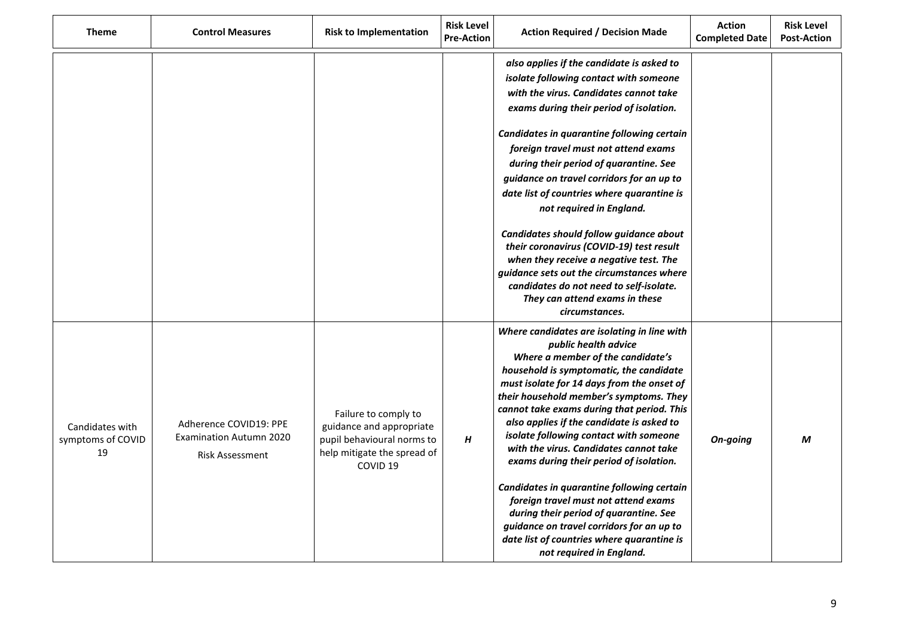| Theme | Control Measures | Risk to Implementation | Risk Level Pre-Action | Action Required / Decision Made | Action Completed Date | Risk Level Post-Action |
|---|---|---|---|---|---|---|
| | | | | ***also applies if the candidate is asked to isolate following contact with someone with the virus. Candidates cannot take exams during their period of isolation.*** <br><br> ***Candidates in quarantine following certain foreign travel must not attend exams during their period of quarantine. See guidance on travel corridors for an up to date list of countries where quarantine is not required in England.*** <br><br> ***Candidates should follow guidance about their coronavirus (COVID-19) test result when they receive a negative test. The guidance sets out the circumstances where candidates do not need to self-isolate. They can attend exams in these circumstances.*** | | |
| Candidates with symptoms of COVID 19 | Adherence COVID19: PPE Examination Autumn 2020 <br><br> Risk Assessment | Failure to comply to guidance and appropriate pupil behavioural norms to help mitigate the spread of COVID 19 | ***H*** | ***Where candidates are isolating in line with public health advice*** <br> ***Where a member of the candidate's household is symptomatic, the candidate must isolate for 14 days from the onset of their household member's symptoms. They cannot take exams during that period. This also applies if the candidate is asked to isolate following contact with someone with the virus. Candidates cannot take exams during their period of isolation.*** <br><br> ***Candidates in quarantine following certain foreign travel must not attend exams during their period of quarantine. See guidance on travel corridors for an up to date list of countries where quarantine is not required in England.*** | ***On-going*** | ***M*** |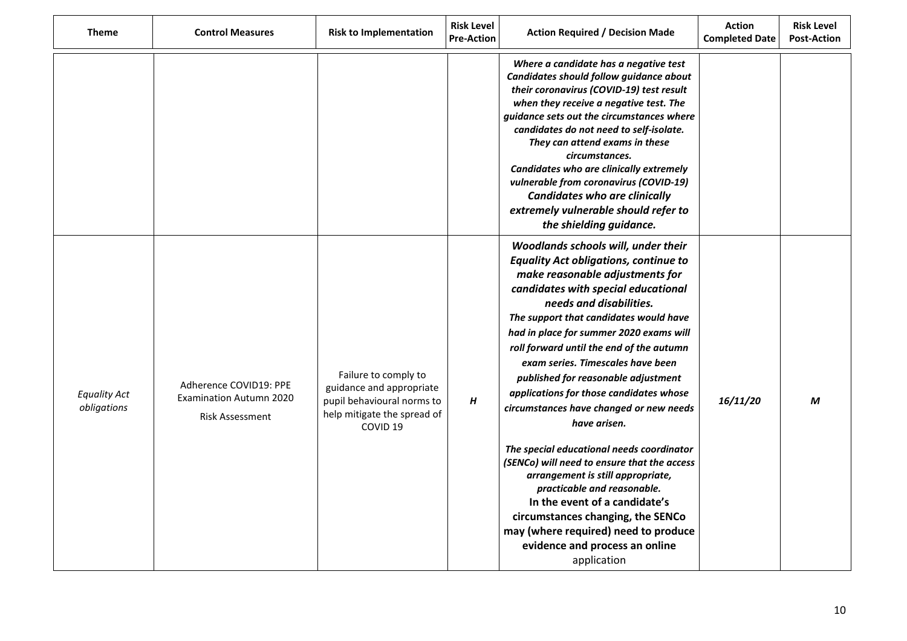| Theme | Control Measures | Risk to Implementation | Risk Level Pre-Action | Action Required / Decision Made | Action Completed Date | Risk Level Post-Action |
|---|---|---|---|---|---|---|
| | | | | ***Where a candidate has a negative test*** ***Candidates should follow guidance about their coronavirus (COVID-19) test result when they receive a negative test. The guidance sets out the circumstances where candidates do not need to self-isolate. They can attend exams in these circumstances.*** ***Candidates who are clinically extremely vulnerable from coronavirus (COVID-19)*** ***Candidates who are clinically extremely vulnerable should refer to the shielding guidance.*** | | |
| *Equality Act obligations* | Adherence COVID19: PPE Examination Autumn 2020 Risk Assessment | Failure to comply to guidance and appropriate pupil behavioural norms to help mitigate the spread of COVID 19 | ***H*** | ***Woodlands schools will, under their Equality Act obligations, continue to make reasonable adjustments for candidates with special educational needs and disabilities.*** ***The support that candidates would have had in place for summer 2020 exams will roll forward until the end of the autumn exam series. Timescales have been published for reasonable adjustment applications for those candidates whose circumstances have changed or new needs have arisen.*** ***The special educational needs coordinator (SENCo) will need to ensure that the access arrangement is still appropriate, practicable and reasonable.*** **In the event of a candidate's circumstances changing, the SENCo may (where required) need to produce evidence and process an online** application | ***16/11/20*** | ***M*** |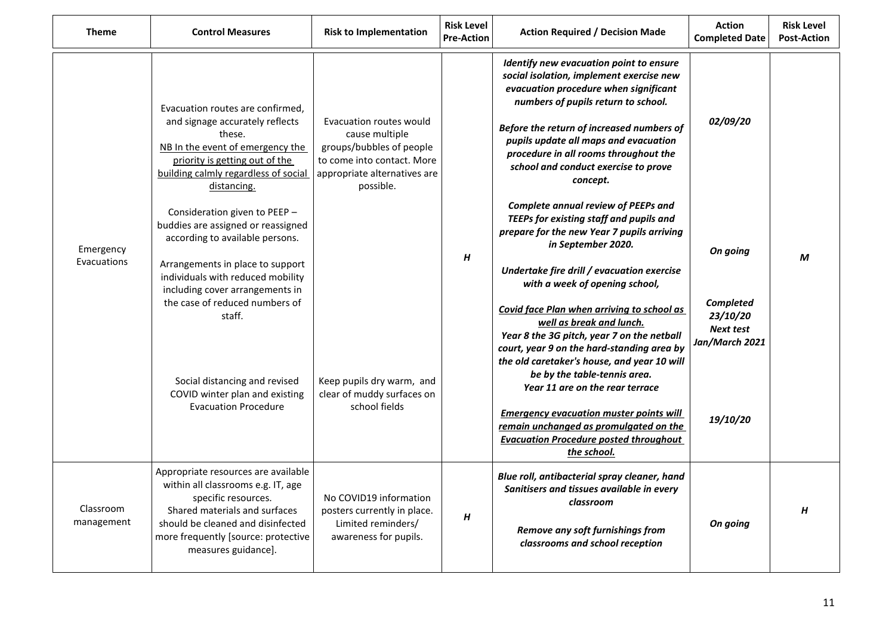| Theme | Control Measures | Risk to Implementation | Risk Level Pre-Action | Action Required / Decision Made | Action Completed Date | Risk Level Post-Action |
|---|---|---|---|---|---|---|
| Emergency Evacuations | Evacuation routes are confirmed, and signage accurately reflects these.<br>NB In the event of emergency the priority is getting out of the building calmly regardless of social distancing.<br><br>Consideration given to PEEP – buddies are assigned or reassigned according to available persons.<br><br>Arrangements in place to support individuals with reduced mobility including cover arrangements in the case of reduced numbers of staff.<br><br>Social distancing and revised COVID winter plan and existing Evacuation Procedure | Evacuation routes would cause multiple groups/bubbles of people to come into contact. More appropriate alternatives are possible.<br><br>Keep pupils dry warm, and clear of muddy surfaces on school fields | *H* | ***Identify new evacuation point to ensure social isolation, implement exercise new evacuation procedure when significant numbers of pupils return to school.***<br><br>***Before the return of increased numbers of pupils update all maps and evacuation procedure in all rooms throughout the school and conduct exercise to prove concept.***<br><br>***Complete annual review of PEEPs and TEEPs for existing staff and pupils and prepare for the new Year 7 pupils arriving in September 2020.***<br><br>***Undertake fire drill / evacuation exercise with a week of opening school,***<br><br>***Covid face Plan when arriving to school as well as break and lunch.***<br>***Year 8 the 3G pitch, year 7 on the netball court, year 9 on the hard-standing area by the old caretaker's house, and year 10 will be by the table-tennis area.***<br>***Year 11 are on the rear terrace***<br><br>***Emergency evacuation muster points will remain unchanged as promulgated on the Evacuation Procedure posted throughout the school.*** | ***02/09/20***<br><br>***On going***<br><br>***Completed 23/10/20***<br>***Next test Jan/March 2021***<br><br>***19/10/20*** | *M* |
| Classroom management | Appropriate resources are available within all classrooms e.g. IT, age specific resources.<br>Shared materials and surfaces should be cleaned and disinfected more frequently [source: protective measures guidance]. | No COVID19 information posters currently in place. Limited reminders/ awareness for pupils. | *H* | ***Blue roll, antibacterial spray cleaner, hand Sanitisers and tissues available in every classroom***<br><br>***Remove any soft furnishings from classrooms and school reception*** | ***On going*** | *H* |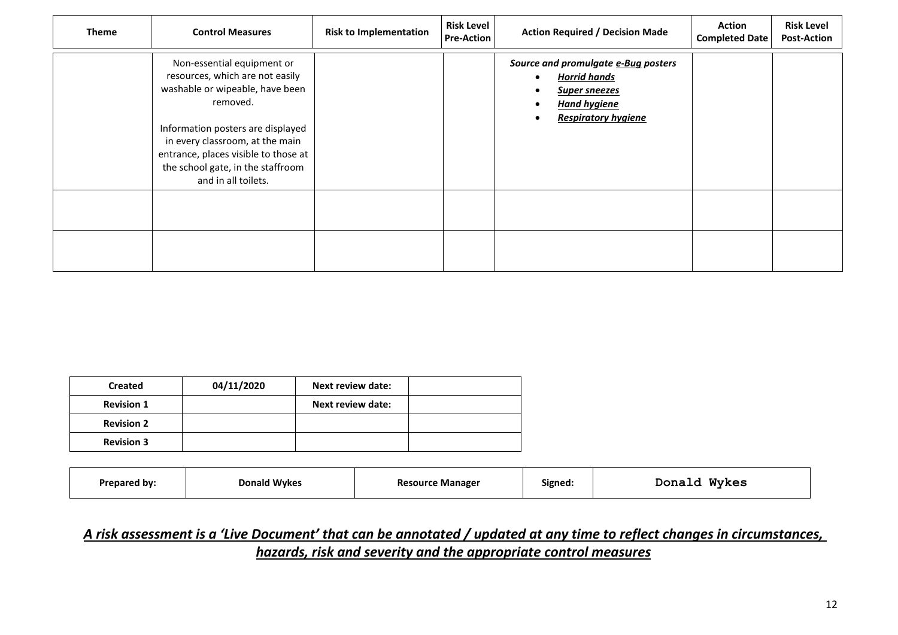| Theme | Control Measures | Risk to Implementation | Risk Level Pre-Action | Action Required / Decision Made | Action Completed Date | Risk Level Post-Action |
|---|---|---|---|---|---|---|
| | Non-essential equipment or resources, which are not easily washable or wipeable, have been removed.<br><br>Information posters are displayed in every classroom, at the main entrance, places visible to those at the school gate, in the staffroom and in all toilets. | | | ***Source and promulgate e-Bug posters***<br>• ***Horrid hands***<br>• ***Super sneezes***<br>• ***Hand hygiene***<br>• ***Respiratory hygiene*** | | |
| | | | | | | |
| | | | | | | |

| Created | 04/11/2020 | Next review date: | |
|---|---|---|---|
| Revision 1 | | Next review date: | |
| Revision 2 | | | |
| Revision 3 | | | |

| Prepared by: | Donald Wykes | Resource Manager | Signed: | Donald Wykes |
|---|---|---|---|---|

***A risk assessment is a 'Live Document' that can be annotated / updated at any time to reflect changes in circumstances, hazards, risk and severity and the appropriate control measures***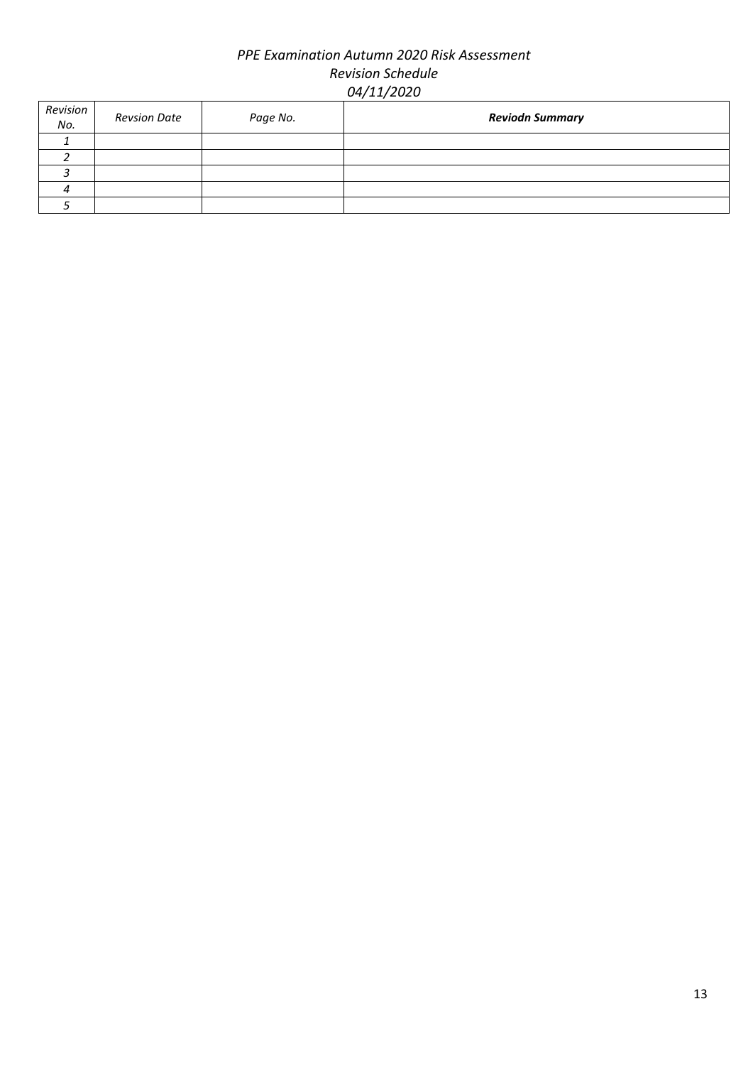*PPE Examination Autumn 2020 Risk Assessment*
*Revision Schedule*
*04/11/2020*

| *Revision No.* | *Revsion Date* | *Page No.* | ***Reviodn Summary*** |
|---|---|---|---|
| *1* | | | |
| *2* | | | |
| *3* | | | |
| *4* | | | |
| *5* | | | |